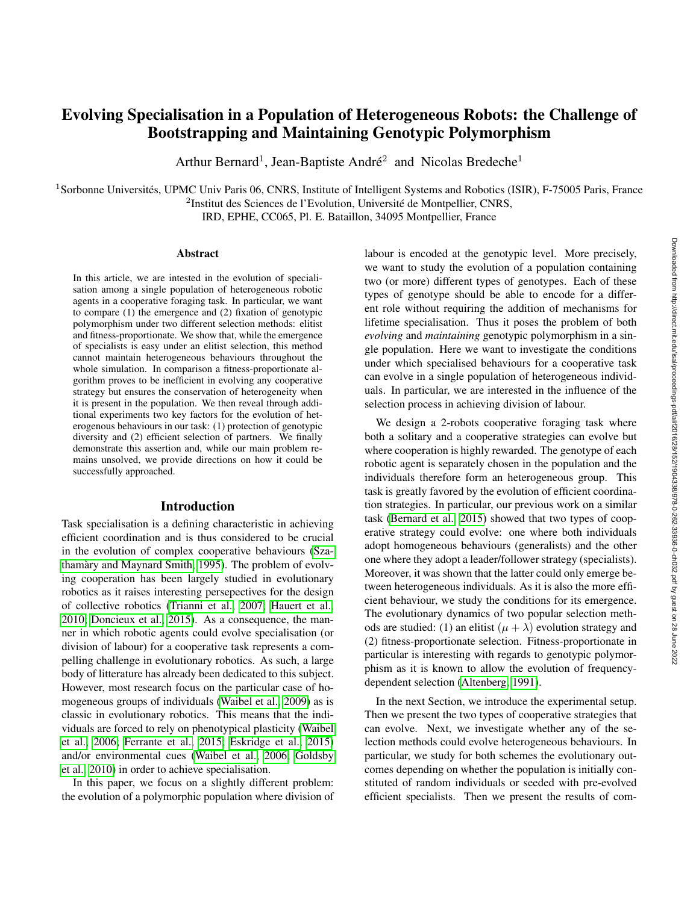# Evolving Specialisation in a Population of Heterogeneous Robots: the Challenge of Bootstrapping and Maintaining Genotypic Polymorphism

Arthur Bernard[1], Jean-Baptiste André[2] and Nicolas Bredeche[1]

[1]Sorbonne Universités, UPMC Univ Paris 06, CNRS, Institute of Intelligent Systems and Robotics (ISIR), F-75005 Paris, France
[2]Institut des Sciences de l'Evolution, Université de Montpellier, CNRS, IRD, EPHE, CC065, Pl. E. Bataillon, 34095 Montpellier, France

### Abstract

In this article, we are intested in the evolution of specialisation among a single population of heterogeneous robotic agents in a cooperative foraging task. In particular, we want to compare (1) the emergence and (2) fixation of genotypic polymorphism under two different selection methods: elitist and fitness-proportionate. We show that, while the emergence of specialists is easy under an elitist selection, this method cannot maintain heterogeneous behaviours throughout the whole simulation. In comparison a fitness-proportionate algorithm proves to be inefficient in evolving any cooperative strategy but ensures the conservation of heterogeneity when it is present in the population. We then reveal through additional experiments two key factors for the evolution of heterogeneous behaviours in our task: (1) protection of genotypic diversity and (2) efficient selection of partners. We finally demonstrate this assertion and, while our main problem remains unsolved, we provide directions on how it could be successfully approached.

## Introduction

Task specialisation is a defining characteristic in achieving efficient coordination and is thus considered to be crucial in the evolution of complex cooperative behaviours (Szathamàry and Maynard Smith, 1995). The problem of evolving cooperation has been largely studied in evolutionary robotics as it raises interesting persepectives for the design of collective robotics (Trianni et al., 2007; Hauert et al., 2010; Doncieux et al., 2015). As a consequence, the manner in which robotic agents could evolve specialisation (or division of labour) for a cooperative task represents a compelling challenge in evolutionary robotics. As such, a large body of litterature has already been dedicated to this subject. However, most research focus on the particular case of homogeneous groups of individuals (Waibel et al., 2009) as is classic in evolutionary robotics. This means that the individuals are forced to rely on phenotypical plasticity (Waibel et al., 2006; Ferrante et al., 2015; Eskridge et al., 2015) and/or environmental cues (Waibel et al., 2006; Goldsby et al., 2010) in order to achieve specialisation.

In this paper, we focus on a slightly different problem: the evolution of a polymorphic population where division of labour is encoded at the genotypic level. More precisely, we want to study the evolution of a population containing two (or more) different types of genotypes. Each of these types of genotype should be able to encode for a different role without requiring the addition of mechanisms for lifetime specialisation. Thus it poses the problem of both *evolving* and *maintaining* genotypic polymorphism in a single population. Here we want to investigate the conditions under which specialised behaviours for a cooperative task can evolve in a single population of heterogeneous individuals. In particular, we are interested in the influence of the selection process in achieving division of labour.

We design a 2-robots cooperative foraging task where both a solitary and a cooperative strategies can evolve but where cooperation is highly rewarded. The genotype of each robotic agent is separately chosen in the population and the individuals therefore form an heterogeneous group. This task is greatly favored by the evolution of efficient coordination strategies. In particular, our previous work on a similar task (Bernard et al., 2015) showed that two types of cooperative strategy could evolve: one where both individuals adopt homogeneous behaviours (generalists) and the other one where they adopt a leader/follower strategy (specialists). Moreover, it was shown that the latter could only emerge between heterogeneous individuals. As it is also the more efficient behaviour, we study the conditions for its emergence. The evolutionary dynamics of two popular selection methods are studied: (1) an elitist $(\mu + \lambda)$ evolution strategy and (2) fitness-proportionate selection. Fitness-proportionate in particular is interesting with regards to genotypic polymorphism as it is known to allow the evolution of frequency-dependent selection (Altenberg, 1991).

In the next Section, we introduce the experimental setup. Then we present the two types of cooperative strategies that can evolve. Next, we investigate whether any of the selection methods could evolve heterogeneous behaviours. In particular, we study for both schemes the evolutionary outcomes depending on whether the population is initially constituted of random individuals or seeded with pre-evolved efficient specialists. Then we present the results of com-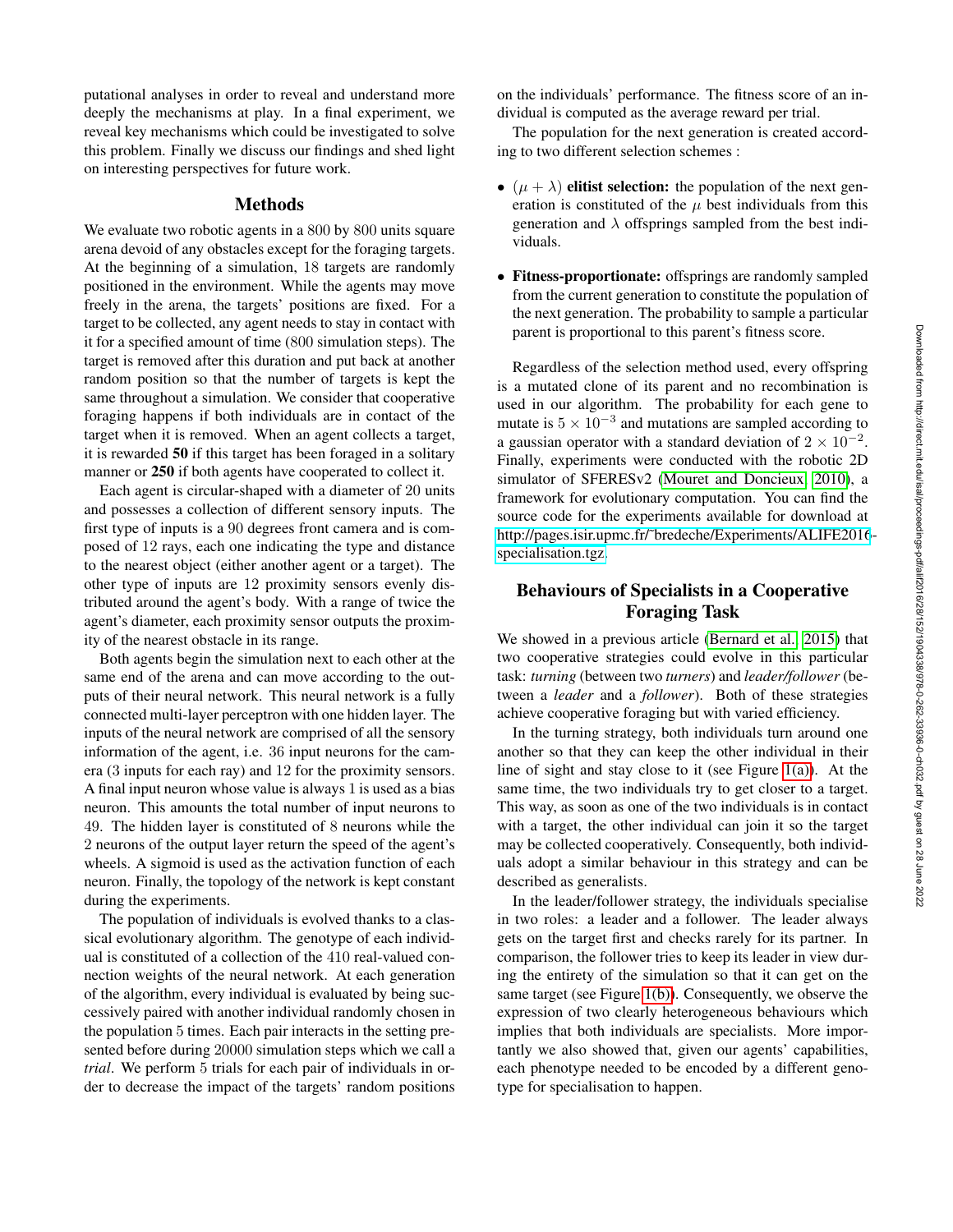putational analyses in order to reveal and understand more deeply the mechanisms at play. In a final experiment, we reveal key mechanisms which could be investigated to solve this problem. Finally we discuss our findings and shed light on interesting perspectives for future work.

## Methods

We evaluate two robotic agents in a 800 by 800 units square arena devoid of any obstacles except for the foraging targets. At the beginning of a simulation, 18 targets are randomly positioned in the environment. While the agents may move freely in the arena, the targets' positions are fixed. For a target to be collected, any agent needs to stay in contact with it for a specified amount of time (800 simulation steps). The target is removed after this duration and put back at another random position so that the number of targets is kept the same throughout a simulation. We consider that cooperative foraging happens if both individuals are in contact of the target when it is removed. When an agent collects a target, it is rewarded **50** if this target has been foraged in a solitary manner or **250** if both agents have cooperated to collect it.

Each agent is circular-shaped with a diameter of 20 units and possesses a collection of different sensory inputs. The first type of inputs is a 90 degrees front camera and is composed of 12 rays, each one indicating the type and distance to the nearest object (either another agent or a target). The other type of inputs are 12 proximity sensors evenly distributed around the agent's body. With a range of twice the agent's diameter, each proximity sensor outputs the proximity of the nearest obstacle in its range.

Both agents begin the simulation next to each other at the same end of the arena and can move according to the outputs of their neural network. This neural network is a fully connected multi-layer perceptron with one hidden layer. The inputs of the neural network are comprised of all the sensory information of the agent, i.e. 36 input neurons for the camera (3 inputs for each ray) and 12 for the proximity sensors. A final input neuron whose value is always 1 is used as a bias neuron. This amounts the total number of input neurons to 49. The hidden layer is constituted of 8 neurons while the 2 neurons of the output layer return the speed of the agent's wheels. A sigmoid is used as the activation function of each neuron. Finally, the topology of the network is kept constant during the experiments.

The population of individuals is evolved thanks to a classical evolutionary algorithm. The genotype of each individual is constituted of a collection of the 410 real-valued connection weights of the neural network. At each generation of the algorithm, every individual is evaluated by being successively paired with another individual randomly chosen in the population 5 times. Each pair interacts in the setting presented before during 20000 simulation steps which we call a *trial*. We perform 5 trials for each pair of individuals in order to decrease the impact of the targets' random positions on the individuals' performance. The fitness score of an individual is computed as the average reward per trial.

The population for the next generation is created according to two different selection schemes :

- $(\mu + \lambda)$ **elitist selection:** the population of the next generation is constituted of the $\mu$ best individuals from this generation and $\lambda$ offsprings sampled from the best individuals.
- **Fitness-proportionate:** offsprings are randomly sampled from the current generation to constitute the population of the next generation. The probability to sample a particular parent is proportional to this parent's fitness score.

Regardless of the selection method used, every offspring is a mutated clone of its parent and no recombination is used in our algorithm. The probability for each gene to mutate is $5 \times 10^{-3}$ and mutations are sampled according to a gaussian operator with a standard deviation of $2 \times 10^{-2}$. Finally, experiments were conducted with the robotic 2D simulator of SFERESv2 (Mouret and Doncieux, 2010), a framework for evolutionary computation. You can find the source code for the experiments available for download at http://pages.isir.upmc.fr/~bredeche/Experiments/ALIFE2016-specialisation.tgz.

## Behaviours of Specialists in a Cooperative Foraging Task

We showed in a previous article (Bernard et al., 2015) that two cooperative strategies could evolve in this particular task: *turning* (between two *turners*) and *leader/follower* (between a *leader* and a *follower*). Both of these strategies achieve cooperative foraging but with varied efficiency.

In the turning strategy, both individuals turn around one another so that they can keep the other individual in their line of sight and stay close to it (see Figure 1(a)). At the same time, the two individuals try to get closer to a target. This way, as soon as one of the two individuals is in contact with a target, the other individual can join it so the target may be collected cooperatively. Consequently, both individuals adopt a similar behaviour in this strategy and can be described as generalists.

In the leader/follower strategy, the individuals specialise in two roles: a leader and a follower. The leader always gets on the target first and checks rarely for its partner. In comparison, the follower tries to keep its leader in view during the entirety of the simulation so that it can get on the same target (see Figure 1(b)). Consequently, we observe the expression of two clearly heterogeneous behaviours which implies that both individuals are specialists. More importantly we also showed that, given our agents' capabilities, each phenotype needed to be encoded by a different genotype for specialisation to happen.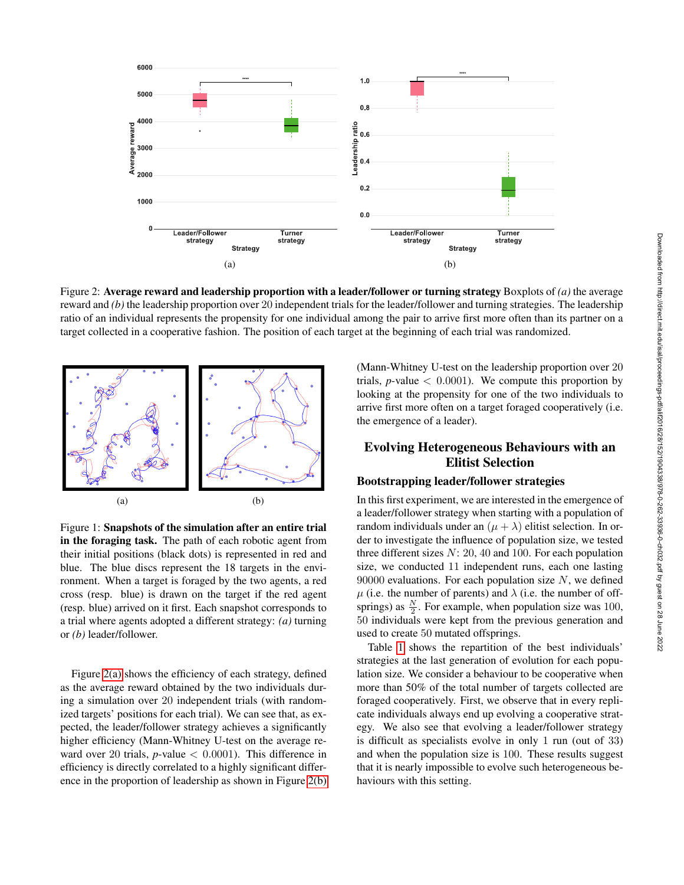Figure 2: **Average reward and leadership proportion with a leader/follower or turning strategy** Boxplots of *(a)* the average reward and *(b)* the leadership proportion over 20 independent trials for the leader/follower and turning strategies. The leadership ratio of an individual represents the propensity for one individual among the pair to arrive first more often than its partner on a target collected in a cooperative fashion. The position of each target at the beginning of each trial was randomized.

Figure 1: **Snapshots of the simulation after an entire trial in the foraging task.** The path of each robotic agent from their initial positions (black dots) is represented in red and blue. The blue discs represent the 18 targets in the environment. When a target is foraged by the two agents, a red cross (resp. blue) is drawn on the target if the red agent (resp. blue) arrived on it first. Each snapshot corresponds to a trial where agents adopted a different strategy: *(a)* turning or *(b)* leader/follower.

Figure 2(a) shows the efficiency of each strategy, defined as the average reward obtained by the two individuals during a simulation over 20 independent trials (with randomized targets' positions for each trial). We can see that, as expected, the leader/follower strategy achieves a significantly higher efficiency (Mann-Whitney U-test on the average reward over 20 trials, $p$-value $< 0.0001$). This difference in efficiency is directly correlated to a highly significant difference in the proportion of leadership as shown in Figure 2(b) (Mann-Whitney U-test on the leadership proportion over 20 trials, $p$-value $< 0.0001$). We compute this proportion by looking at the propensity for one of the two individuals to arrive first more often on a target foraged cooperatively (i.e. the emergence of a leader).

## Evolving Heterogeneous Behaviours with an Elitist Selection

### Bootstrapping leader/follower strategies

In this first experiment, we are interested in the emergence of a leader/follower strategy when starting with a population of random individuals under an $(\mu + \lambda)$ elitist selection. In order to investigate the influence of population size, we tested three different sizes $N$: 20, 40 and 100. For each population size, we conducted 11 independent runs, each one lasting 90000 evaluations. For each population size $N$, we defined $\mu$ (i.e. the number of parents) and $\lambda$ (i.e. the number of offsprings) as $\frac{N}{2}$. For example, when population size was 100, 50 individuals were kept from the previous generation and used to create 50 mutated offsprings.

Table 1 shows the repartition of the best individuals' strategies at the last generation of evolution for each population size. We consider a behaviour to be cooperative when more than 50% of the total number of targets collected are foraged cooperatively. First, we observe that in every replicate individuals always end up evolving a cooperative strategy. We also see that evolving a leader/follower strategy is difficult as specialists evolve in only 1 run (out of 33) and when the population size is 100. These results suggest that it is nearly impossible to evolve such heterogeneous behaviours with this setting.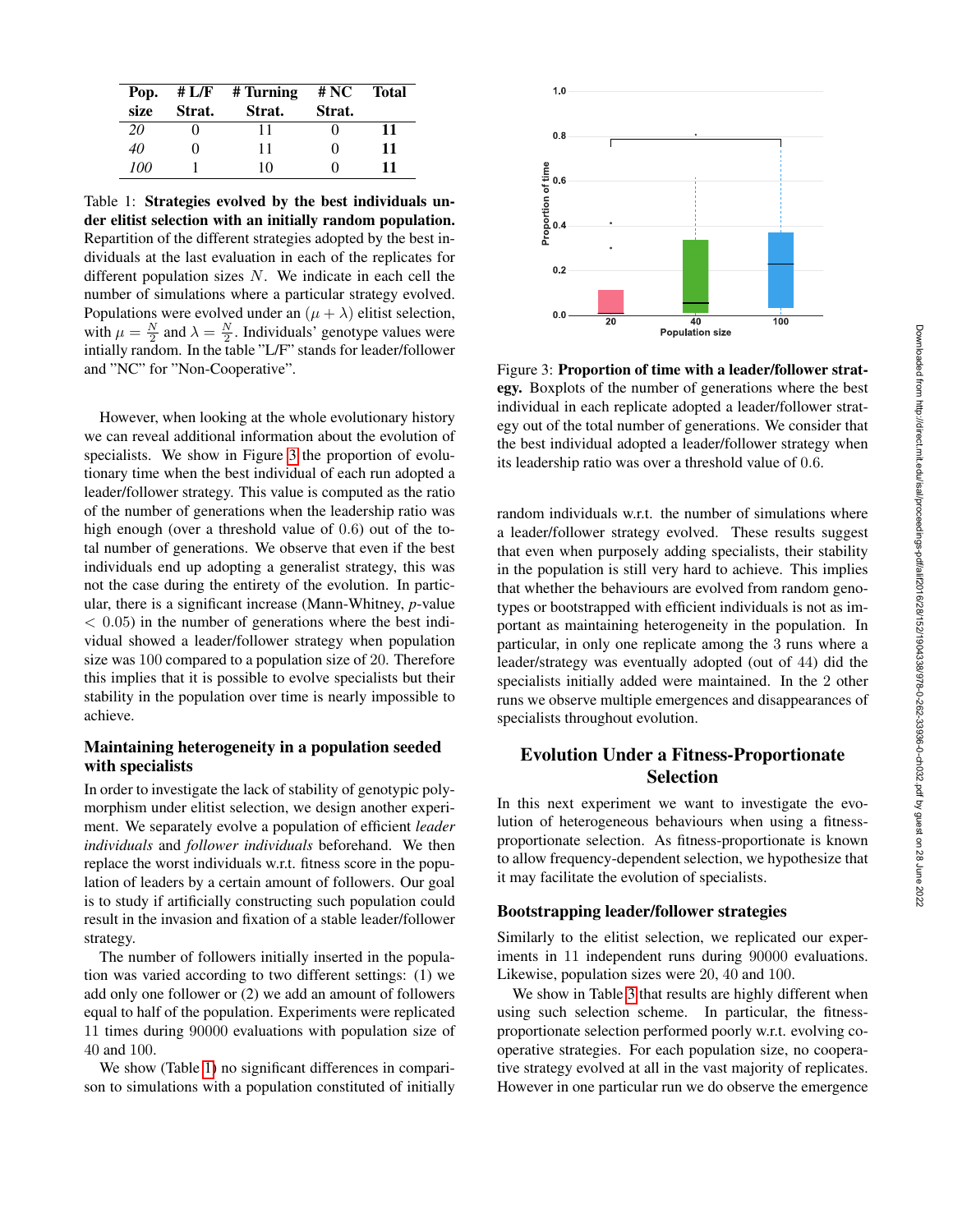| Pop. size | # L/F Strat. | # Turning Strat. | # NC Strat. | Total |
|---|---|---|---|---|
| *20* | 0 | 11 | 0 | **11** |
| *40* | 0 | 11 | 0 | **11** |
| *100* | 1 | 10 | 0 | **11** |

Table 1: **Strategies evolved by the best individuals under elitist selection with an initially random population.** Repartition of the different strategies adopted by the best individuals at the last evaluation in each of the replicates for different population sizes $N$. We indicate in each cell the number of simulations where a particular strategy evolved. Populations were evolved under an $(\mu + \lambda)$ elitist selection, with $\mu = \frac{N}{2}$ and $\lambda = \frac{N}{2}$. Individuals' genotype values were intially random. In the table "L/F" stands for leader/follower and "NC" for "Non-Cooperative".

However, when looking at the whole evolutionary history we can reveal additional information about the evolution of specialists. We show in Figure 3 the proportion of evolutionary time when the best individual of each run adopted a leader/follower strategy. This value is computed as the ratio of the number of generations when the leadership ratio was high enough (over a threshold value of 0.6) out of the total number of generations. We observe that even if the best individuals end up adopting a generalist strategy, this was not the case during the entirety of the evolution. In particular, there is a significant increase (Mann-Whitney, *p*-value $< 0.05$) in the number of generations where the best individual showed a leader/follower strategy when population size was 100 compared to a population size of 20. Therefore this implies that it is possible to evolve specialists but their stability in the population over time is nearly impossible to achieve.

### Maintaining heterogeneity in a population seeded with specialists

In order to investigate the lack of stability of genotypic polymorphism under elitist selection, we design another experiment. We separately evolve a population of efficient *leader individuals* and *follower individuals* beforehand. We then replace the worst individuals w.r.t. fitness score in the population of leaders by a certain amount of followers. Our goal is to study if artificially constructing such population could result in the invasion and fixation of a stable leader/follower strategy.

The number of followers initially inserted in the population was varied according to two different settings: (1) we add only one follower or (2) we add an amount of followers equal to half of the population. Experiments were replicated 11 times during 90000 evaluations with population size of 40 and 100.

We show (Table 1) no significant differences in comparison to simulations with a population constituted of initially random individuals w.r.t. the number of simulations where a leader/follower strategy evolved. These results suggest that even when purposely adding specialists, their stability in the population is still very hard to achieve. This implies that whether the behaviours are evolved from random genotypes or bootstrapped with efficient individuals is not as important as maintaining heterogeneity in the population. In particular, in only one replicate among the 3 runs where a leader/strategy was eventually adopted (out of 44) did the specialists initially added were maintained. In the 2 other runs we observe multiple emergences and disappearances of specialists throughout evolution.

Figure 3: **Proportion of time with a leader/follower strategy.** Boxplots of the number of generations where the best individual in each replicate adopted a leader/follower strategy out of the total number of generations. We consider that the best individual adopted a leader/follower strategy when its leadership ratio was over a threshold value of 0.6.

## Evolution Under a Fitness-Proportionate Selection

In this next experiment we want to investigate the evolution of heterogeneous behaviours when using a fitness-proportionate selection. As fitness-proportionate is known to allow frequency-dependent selection, we hypothesize that it may facilitate the evolution of specialists.

### Bootstrapping leader/follower strategies

Similarly to the elitist selection, we replicated our experiments in 11 independent runs during 90000 evaluations. Likewise, population sizes were 20, 40 and 100.

We show in Table 3 that results are highly different when using such selection scheme. In particular, the fitness-proportionate selection performed poorly w.r.t. evolving cooperative strategies. For each population size, no cooperative strategy evolved at all in the vast majority of replicates. However in one particular run we do observe the emergence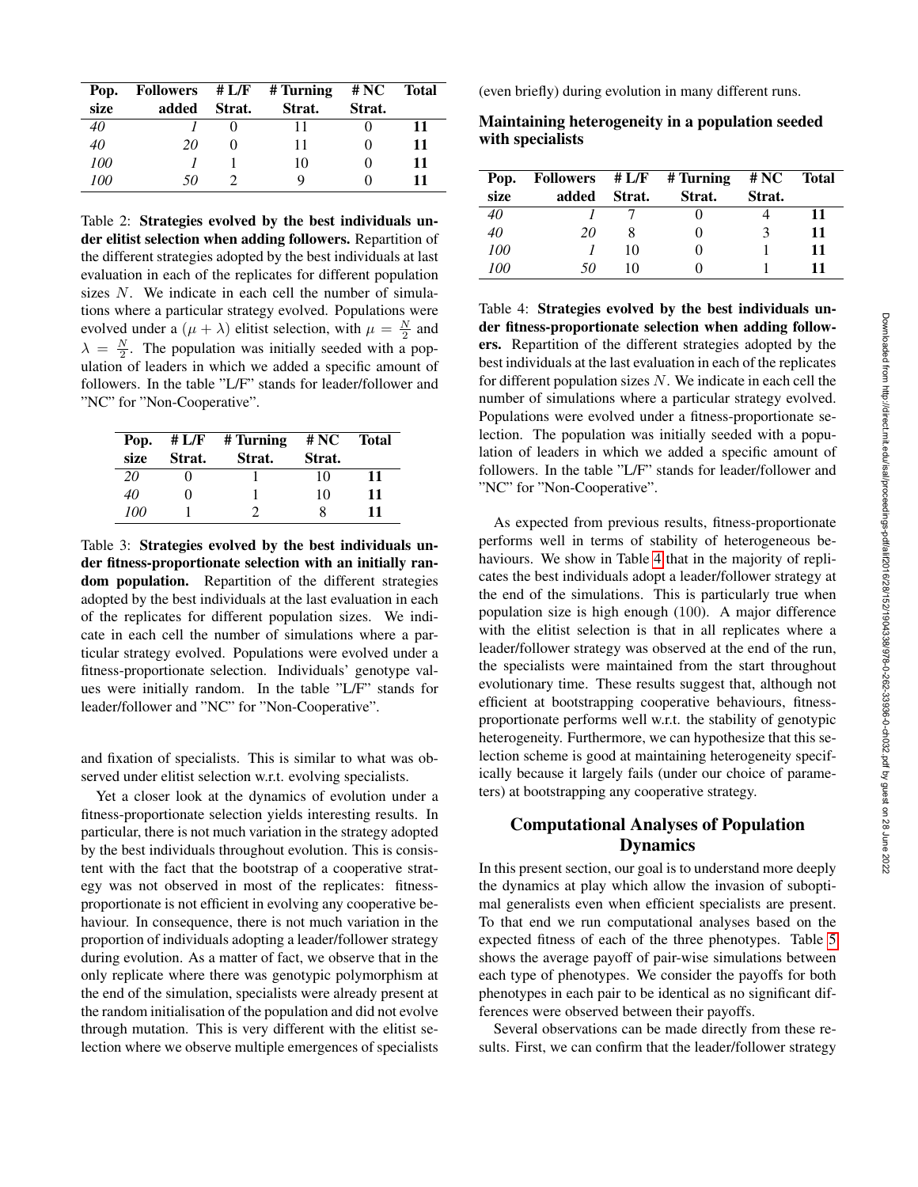| Pop. size | Followers added | # L/F Strat. | # Turning Strat. | # NC Strat. | Total |
|---|---|---|---|---|---|
| *40* | *1* | 0 | 11 | 0 | **11** |
| *40* | *20* | 0 | 11 | 0 | **11** |
| *100* | *1* | 1 | 10 | 0 | **11** |
| *100* | *50* | 2 | 9 | 0 | **11** |

Table 2: **Strategies evolved by the best individuals under elitist selection when adding followers.** Repartition of the different strategies adopted by the best individuals at last evaluation in each of the replicates for different population sizes $N$. We indicate in each cell the number of simulations where a particular strategy evolved. Populations were evolved under a $(\mu + \lambda)$ elitist selection, with $\mu = \frac{N}{2}$ and $\lambda = \frac{N}{2}$. The population was initially seeded with a population of leaders in which we added a specific amount of followers. In the table "L/F" stands for leader/follower and "NC" for "Non-Cooperative".

| Pop. size | # L/F Strat. | # Turning Strat. | # NC Strat. | Total |
|---|---|---|---|---|
| *20* | 0 | 1 | 10 | **11** |
| *40* | 0 | 1 | 10 | **11** |
| *100* | 1 | 2 | 8 | **11** |

Table 3: **Strategies evolved by the best individuals under fitness-proportionate selection with an initially random population.** Repartition of the different strategies adopted by the best individuals at the last evaluation in each of the replicates for different population sizes. We indicate in each cell the number of simulations where a particular strategy evolved. Populations were evolved under a fitness-proportionate selection. Individuals' genotype values were initially random. In the table "L/F" stands for leader/follower and "NC" for "Non-Cooperative".

and fixation of specialists. This is similar to what was observed under elitist selection w.r.t. evolving specialists.

Yet a closer look at the dynamics of evolution under a fitness-proportionate selection yields interesting results. In particular, there is not much variation in the strategy adopted by the best individuals throughout evolution. This is consistent with the fact that the bootstrap of a cooperative strategy was not observed in most of the replicates: fitness-proportionate is not efficient in evolving any cooperative behaviour. In consequence, there is not much variation in the proportion of individuals adopting a leader/follower strategy during evolution. As a matter of fact, we observe that in the only replicate where there was genotypic polymorphism at the end of the simulation, specialists were already present at the random initialisation of the population and did not evolve through mutation. This is very different with the elitist selection where we observe multiple emergences of specialists (even briefly) during evolution in many different runs.

### Maintaining heterogeneity in a population seeded with specialists

| Pop. size | Followers added | # L/F Strat. | # Turning Strat. | # NC Strat. | Total |
|---|---|---|---|---|---|
| *40* | *1* | 7 | 0 | 4 | **11** |
| *40* | *20* | 8 | 0 | 3 | **11** |
| *100* | *1* | 10 | 0 | 1 | **11** |
| *100* | *50* | 10 | 0 | 1 | **11** |

Table 4: **Strategies evolved by the best individuals under fitness-proportionate selection when adding followers.** Repartition of the different strategies adopted by the best individuals at the last evaluation in each of the replicates for different population sizes $N$. We indicate in each cell the number of simulations where a particular strategy evolved. Populations were evolved under a fitness-proportionate selection. The population was initially seeded with a population of leaders in which we added a specific amount of followers. In the table "L/F" stands for leader/follower and "NC" for "Non-Cooperative".

As expected from previous results, fitness-proportionate performs well in terms of stability of heterogeneous behaviours. We show in Table 4 that in the majority of replicates the best individuals adopt a leader/follower strategy at the end of the simulations. This is particularly true when population size is high enough (100). A major difference with the elitist selection is that in all replicates where a leader/follower strategy was observed at the end of the run, the specialists were maintained from the start throughout evolutionary time. These results suggest that, although not efficient at bootstrapping cooperative behaviours, fitness-proportionate performs well w.r.t. the stability of genotypic heterogeneity. Furthermore, we can hypothesize that this selection scheme is good at maintaining heterogeneity specifically because it largely fails (under our choice of parameters) at bootstrapping any cooperative strategy.

## Computational Analyses of Population Dynamics

In this present section, our goal is to understand more deeply the dynamics at play which allow the invasion of suboptimal generalists even when efficient specialists are present. To that end we run computational analyses based on the expected fitness of each of the three phenotypes. Table 5 shows the average payoff of pair-wise simulations between each type of phenotypes. We consider the payoffs for both phenotypes in each pair to be identical as no significant differences were observed between their payoffs.

Several observations can be made directly from these results. First, we can confirm that the leader/follower strategy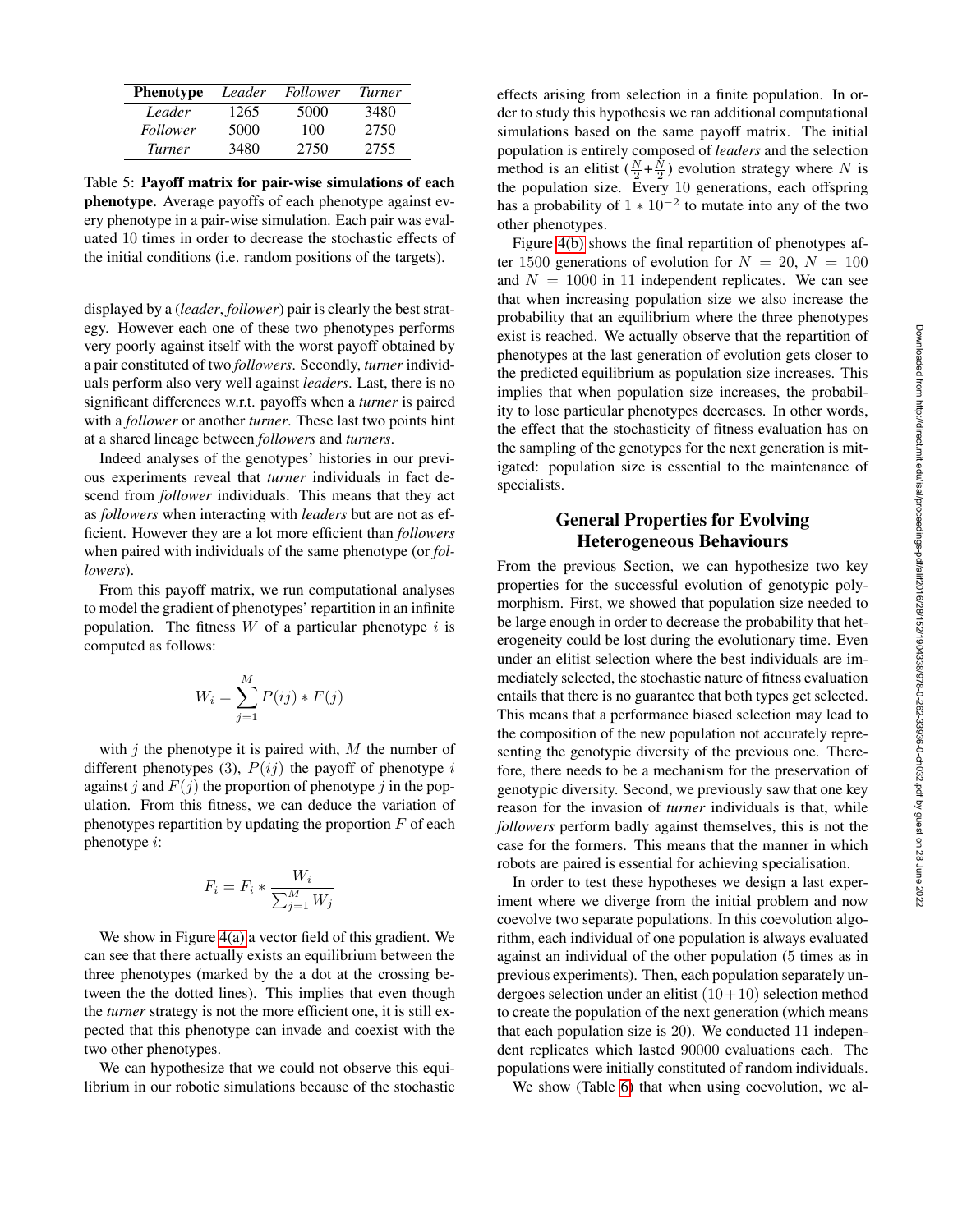| **Phenotype** | *Leader* | *Follower* | *Turner* |
|---|---|---|---|
| *Leader* | 1265 | 5000 | 3480 |
| *Follower* | 5000 | 100 | 2750 |
| *Turner* | 3480 | 2750 | 2755 |

Table 5: **Payoff matrix for pair-wise simulations of each phenotype.** Average payoffs of each phenotype against every phenotype in a pair-wise simulation. Each pair was evaluated 10 times in order to decrease the stochastic effects of the initial conditions (i.e. random positions of the targets).

displayed by a (*leader*, *follower*) pair is clearly the best strategy. However each one of these two phenotypes performs very poorly against itself with the worst payoff obtained by a pair constituted of two *followers*. Secondly, *turner* individuals perform also very well against *leaders*. Last, there is no significant differences w.r.t. payoffs when a *turner* is paired with a *follower* or another *turner*. These last two points hint at a shared lineage between *followers* and *turners*.

Indeed analyses of the genotypes' histories in our previous experiments reveal that *turner* individuals in fact descend from *follower* individuals. This means that they act as *followers* when interacting with *leaders* but are not as efficient. However they are a lot more efficient than *followers* when paired with individuals of the same phenotype (or *followers*).

From this payoff matrix, we run computational analyses to model the gradient of phenotypes' repartition in an infinite population. The fitness $W$ of a particular phenotype $i$ is computed as follows:

$$W_i = \sum_{j=1}^{M} P(ij) * F(j)$$

with $j$ the phenotype it is paired with, $M$ the number of different phenotypes (3), $P(ij)$ the payoff of phenotype $i$ against $j$ and $F(j)$ the proportion of phenotype $j$ in the population. From this fitness, we can deduce the variation of phenotypes repartition by updating the proportion $F$ of each phenotype $i$:

$$F_i = F_i * \frac{W_i}{\sum_{j=1}^{M} W_j}$$

We show in Figure 4(a) a vector field of this gradient. We can see that there actually exists an equilibrium between the three phenotypes (marked by a dot at the crossing between the the dotted lines). This implies that even though the *turner* strategy is not the more efficient one, it is still expected that this phenotype can invade and coexist with the two other phenotypes.

We can hypothesize that we could not observe this equilibrium in our robotic simulations because of the stochastic effects arising from selection in a finite population. In order to study this hypothesis we ran additional computational simulations based on the same payoff matrix. The initial population is entirely composed of *leaders* and the selection method is an elitist $(\frac{N}{2}+\frac{N}{2})$ evolution strategy where $N$ is the population size. Every 10 generations, each offspring has a probability of $1 * 10^{-2}$ to mutate into any of the two other phenotypes.

Figure 4(b) shows the final repartition of phenotypes after 1500 generations of evolution for $N = 20$, $N = 100$ and $N = 1000$ in 11 independent replicates. We can see that when increasing population size we also increase the probability that an equilibrium where the three phenotypes exist is reached. We actually observe that the repartition of phenotypes at the last generation of evolution gets closer to the predicted equilibrium as population size increases. This implies that when population size increases, the probability to lose particular phenotypes decreases. In other words, the effect that the stochasticity of fitness evaluation has on the sampling of the genotypes for the next generation is mitigated: population size is essential to the maintenance of specialists.

## General Properties for Evolving Heterogeneous Behaviours

From the previous Section, we can hypothesize two key properties for the successful evolution of genotypic polymorphism. First, we showed that population size needed to be large enough in order to decrease the probability that heterogeneity could be lost during the evolutionary time. Even under an elitist selection where the best individuals are immediately selected, the stochastic nature of fitness evaluation entails that there is no guarantee that both types get selected. This means that a performance biased selection may lead to the composition of the new population not accurately representing the genotypic diversity of the previous one. Therefore, there needs to be a mechanism for the preservation of genotypic diversity. Second, we previously saw that one key reason for the invasion of *turner* individuals is that, while *followers* perform badly against themselves, this is not the case for the formers. This means that the manner in which robots are paired is essential for achieving specialisation.

In order to test these hypotheses we design a last experiment where we diverge from the initial problem and now coevolve two separate populations. In this coevolution algorithm, each individual of one population is always evaluated against an individual of the other population (5 times as in previous experiments). Then, each population separately undergoes selection under an elitist $(10+10)$ selection method to create the population of the next generation (which means that each population size is 20). We conducted 11 independent replicates which lasted 90000 evaluations each. The populations were initially constituted of random individuals.

We show (Table 6) that when using coevolution, we al-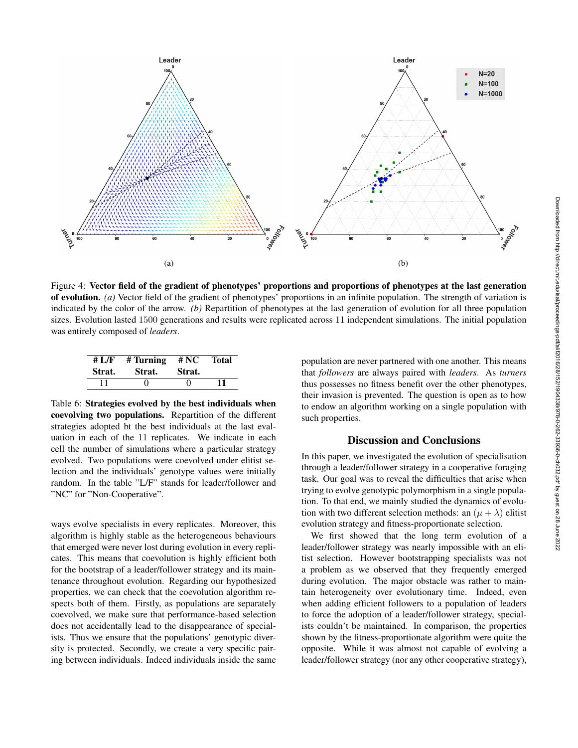Figure 4: **Vector field of the gradient of phenotypes' proportions and proportions of phenotypes at the last generation of evolution.** *(a)* Vector field of the gradient of phenotypes' proportions in an infinite population. The strength of variation is indicated by the color of the arrow. *(b)* Repartition of phenotypes at the last generation of evolution for all three population sizes. Evolution lasted 1500 generations and results were replicated across 11 independent simulations. The initial population was entirely composed of *leaders*.

| # L/F Strat. | # Turning Strat. | # NC Strat. | Total |
|---|---|---|---|
| 11 | 0 | 0 | **11** |

Table 6: **Strategies evolved by the best individuals when coevolving two populations.** Repartition of the different strategies adopted bt the best individuals at the last evaluation in each of the 11 replicates. We indicate in each cell the number of simulations where a particular strategy evolved. Two populations were coevolved under elitist selection and the individuals' genotype values were initially random. In the table "L/F" stands for leader/follower and "NC" for "Non-Cooperative".

ways evolve specialists in every replicates. Moreover, this algorithm is highly stable as the heterogeneous behaviours that emerged were never lost during evolution in every replicates. This means that coevolution is highly efficient both for the bootstrap of a leader/follower strategy and its maintenance throughout evolution. Regarding our hypothesized properties, we can check that the coevolution algorithm respects both of them. Firstly, as populations are separately coevolved, we make sure that performance-based selection does not accidentally lead to the disappearance of specialists. Thus we ensure that the populations' genotypic diversity is protected. Secondly, we create a very specific pairing between individuals. Indeed individuals inside the same population are never partnered with one another. This means that *followers* are always paired with *leaders*. As *turners* thus possesses no fitness benefit over the other phenotypes, their invasion is prevented. The question is open as to how to endow an algorithm working on a single population with such properties.

## Discussion and Conclusions

In this paper, we investigated the evolution of specialisation through a leader/follower strategy in a cooperative foraging task. Our goal was to reveal the difficulties that arise when trying to evolve genotypic polymorphism in a single population. To that end, we mainly studied the dynamics of evolution with two different selection methods: an $(\mu + \lambda)$ elitist evolution strategy and fitness-proportionate selection.

We first showed that the long term evolution of a leader/follower strategy was nearly impossible with an elitist selection. However bootstrapping specialists was not a problem as we observed that they frequently emerged during evolution. The major obstacle was rather to maintain heterogeneity over evolutionary time. Indeed, even when adding efficient followers to a population of leaders to force the adoption of a leader/follower strategy, specialists couldn't be maintained. In comparison, the properties shown by the fitness-proportionate algorithm were quite the opposite. While it was almost not capable of evolving a leader/follower strategy (nor any other cooperative strategy),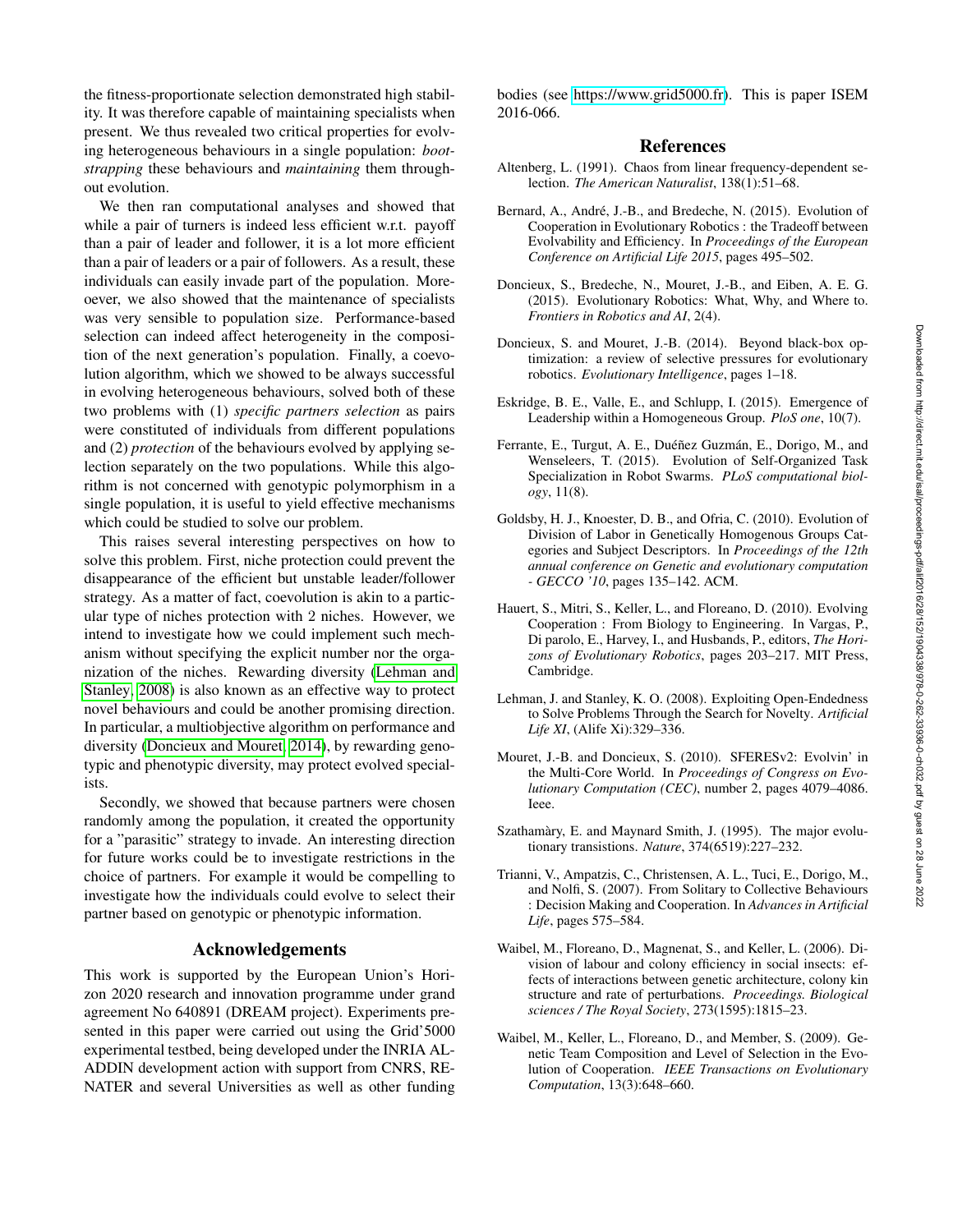the fitness-proportionate selection demonstrated high stability. It was therefore capable of maintaining specialists when present. We thus revealed two critical properties for evolving heterogeneous behaviours in a single population: *bootstrapping* these behaviours and *maintaining* them throughout evolution.

We then ran computational analyses and showed that while a pair of turners is indeed less efficient w.r.t. payoff than a pair of leader and follower, it is a lot more efficient than a pair of leaders or a pair of followers. As a result, these individuals can easily invade part of the population. Moreoever, we also showed that the maintenance of specialists was very sensible to population size. Performance-based selection can indeed affect heterogeneity in the composition of the next generation's population. Finally, a coevolution algorithm, which we showed to be always successful in evolving heterogeneous behaviours, solved both of these two problems with (1) *specific partners selection* as pairs were constituted of individuals from different populations and (2) *protection* of the behaviours evolved by applying selection separately on the two populations. While this algorithm is not concerned with genotypic polymorphism in a single population, it is useful to yield effective mechanisms which could be studied to solve our problem.

This raises several interesting perspectives on how to solve this problem. First, niche protection could prevent the disappearance of the efficient but unstable leader/follower strategy. As a matter of fact, coevolution is akin to a particular type of niches protection with 2 niches. However, we intend to investigate how we could implement such mechanism without specifying the explicit number nor the organization of the niches. Rewarding diversity (Lehman and Stanley, 2008) is also known as an effective way to protect novel behaviours and could be another promising direction. In particular, a multiobjective algorithm on performance and diversity (Doncieux and Mouret, 2014), by rewarding genotypic and phenotypic diversity, may protect evolved specialists.

Secondly, we showed that because partners were chosen randomly among the population, it created the opportunity for a "parasitic" strategy to invade. An interesting direction for future works could be to investigate restrictions in the choice of partners. For example it would be compelling to investigate how the individuals could evolve to select their partner based on genotypic or phenotypic information.

## Acknowledgements

This work is supported by the European Union's Horizon 2020 research and innovation programme under grand agreement No 640891 (DREAM project). Experiments presented in this paper were carried out using the Grid'5000 experimental testbed, being developed under the INRIA ALADDIN development action with support from CNRS, RENATER and several Universities as well as other funding bodies (see https://www.grid5000.fr). This is paper ISEM 2016-066.

## References

Altenberg, L. (1991). Chaos from linear frequency-dependent selection. *The American Naturalist*, 138(1):51–68.

Bernard, A., André, J.-B., and Bredeche, N. (2015). Evolution of Cooperation in Evolutionary Robotics : the Tradeoff between Evolvability and Efficiency. In *Proceedings of the European Conference on Artificial Life 2015*, pages 495–502.

Doncieux, S., Bredeche, N., Mouret, J.-B., and Eiben, A. E. G. (2015). Evolutionary Robotics: What, Why, and Where to. *Frontiers in Robotics and AI*, 2(4).

Doncieux, S. and Mouret, J.-B. (2014). Beyond black-box optimization: a review of selective pressures for evolutionary robotics. *Evolutionary Intelligence*, pages 1–18.

Eskridge, B. E., Valle, E., and Schlupp, I. (2015). Emergence of Leadership within a Homogeneous Group. *PloS one*, 10(7).

Ferrante, E., Turgut, A. E., Duéñez Guzmán, E., Dorigo, M., and Wenseleers, T. (2015). Evolution of Self-Organized Task Specialization in Robot Swarms. *PLoS computational biology*, 11(8).

Goldsby, H. J., Knoester, D. B., and Ofria, C. (2010). Evolution of Division of Labor in Genetically Homogenous Groups Categories and Subject Descriptors. In *Proceedings of the 12th annual conference on Genetic and evolutionary computation - GECCO '10*, pages 135–142. ACM.

Hauert, S., Mitri, S., Keller, L., and Floreano, D. (2010). Evolving Cooperation : From Biology to Engineering. In Vargas, P., Di parolo, E., Harvey, I., and Husbands, P., editors, *The Horizons of Evolutionary Robotics*, pages 203–217. MIT Press, Cambridge.

Lehman, J. and Stanley, K. O. (2008). Exploiting Open-Endedness to Solve Problems Through the Search for Novelty. *Artificial Life XI*, (Alife Xi):329–336.

Mouret, J.-B. and Doncieux, S. (2010). SFERESv2: Evolvin' in the Multi-Core World. In *Proceedings of Congress on Evolutionary Computation (CEC)*, number 2, pages 4079–4086. Ieee.

Szathamàry, E. and Maynard Smith, J. (1995). The major evolutionary transitions. *Nature*, 374(6519):227–232.

Trianni, V., Ampatzis, C., Christensen, A. L., Tuci, E., Dorigo, M., and Nolfi, S. (2007). From Solitary to Collective Behaviours : Decision Making and Cooperation. In *Advances in Artificial Life*, pages 575–584.

Waibel, M., Floreano, D., Magnenat, S., and Keller, L. (2006). Division of labour and colony efficiency in social insects: effects of interactions between genetic architecture, colony kin structure and rate of perturbations. *Proceedings. Biological sciences / The Royal Society*, 273(1595):1815–23.

Waibel, M., Keller, L., Floreano, D., and Member, S. (2009). Genetic Team Composition and Level of Selection in the Evolution of Cooperation. *IEEE Transactions on Evolutionary Computation*, 13(3):648–660.